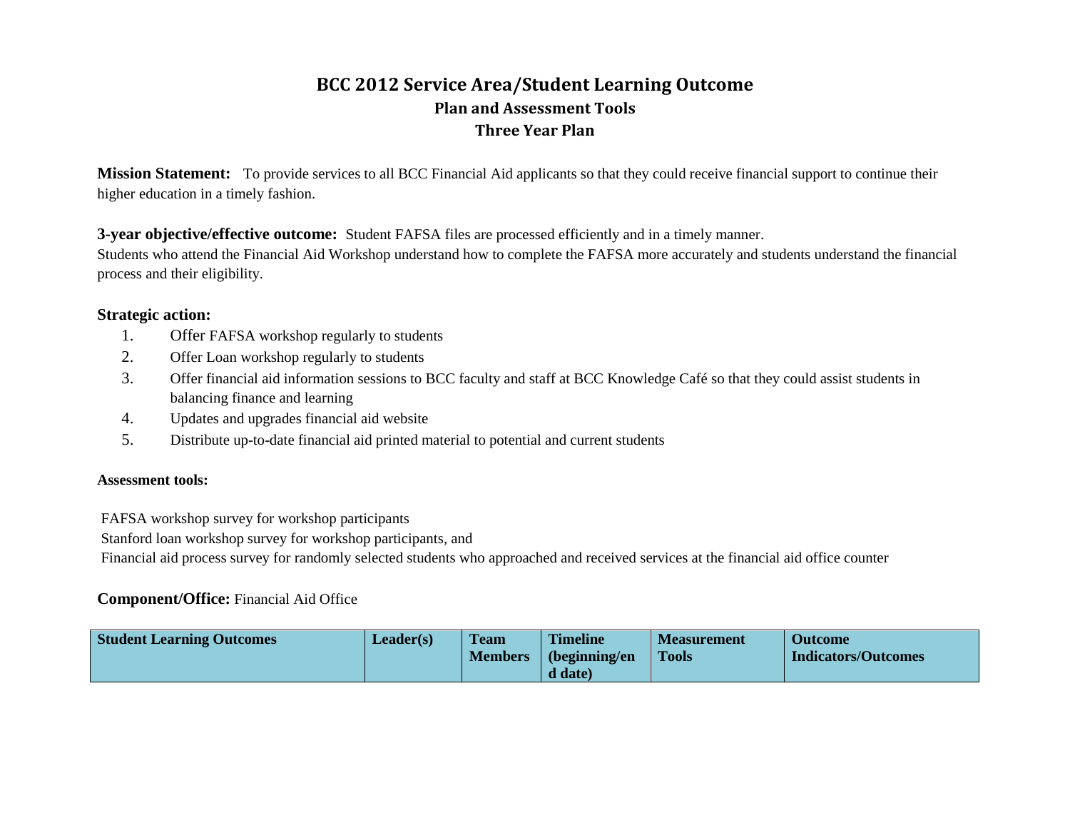# BCC 2012 Service Area/Student Learning Outcome

## Plan and Assessment Tools

## Three Year Plan

**Mission Statement:** To provide services to all BCC Financial Aid applicants so that they could receive financial support to continue their higher education in a timely fashion.

**3-year objective/effective outcome:** Student FAFSA files are processed efficiently and in a timely manner.
Students who attend the Financial Aid Workshop understand how to complete the FAFSA more accurately and students understand the financial process and their eligibility.

**Strategic action:**

1. Offer FAFSA workshop regularly to students
2. Offer Loan workshop regularly to students
3. Offer financial aid information sessions to BCC faculty and staff at BCC Knowledge Café so that they could assist students in balancing finance and learning
4. Updates and upgrades financial aid website
5. Distribute up-to-date financial aid printed material to potential and current students

**Assessment tools:**

FAFSA workshop survey for workshop participants
Stanford loan workshop survey for workshop participants, and
Financial aid process survey for randomly selected students who approached and received services at the financial aid office counter

**Component/Office:** Financial Aid Office

| Student Learning Outcomes | Leader(s) | Team Members | Timeline (beginning/end date) | Measurement Tools | Outcome Indicators/Outcomes |
|---|---|---|---|---|---|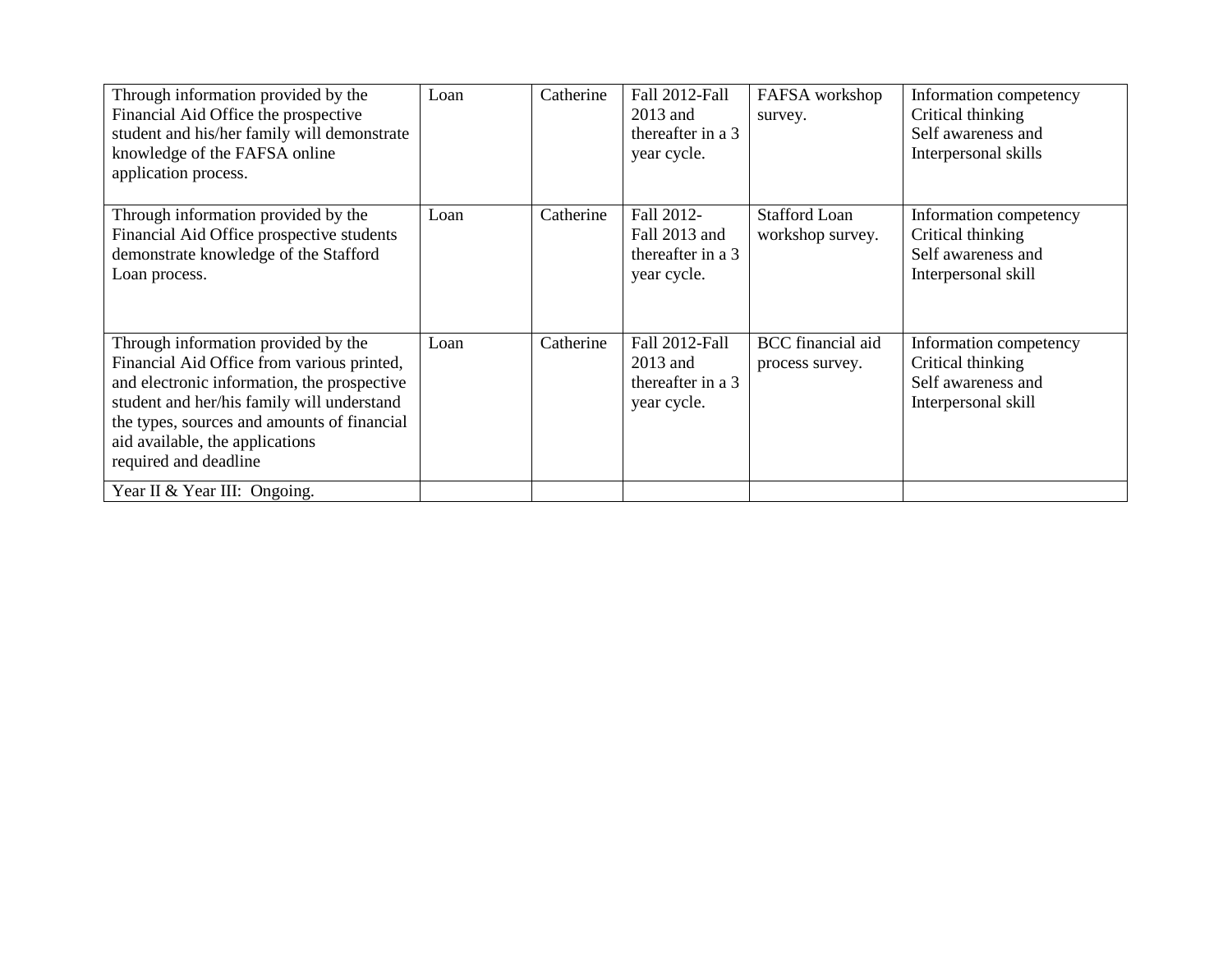| | | | | | |
|---|---|---|---|---|---|
| Through information provided by the Financial Aid Office the prospective student and his/her family will demonstrate knowledge of the FAFSA online application process. | Loan | Catherine | Fall 2012-Fall 2013 and thereafter in a 3 year cycle. | FAFSA workshop survey. | Information competency<br>Critical thinking<br>Self awareness and Interpersonal skills |
| Through information provided by the Financial Aid Office prospective students demonstrate knowledge of the Stafford Loan process. | Loan | Catherine | Fall 2012-<br>Fall 2013 and thereafter in a 3 year cycle. | Stafford Loan workshop survey. | Information competency<br>Critical thinking<br>Self awareness and Interpersonal skill |
| Through information provided by the Financial Aid Office from various printed, and electronic information, the prospective student and her/his family will understand the types, sources and amounts of financial aid available, the applications required and deadline | Loan | Catherine | Fall 2012-Fall 2013 and thereafter in a 3 year cycle. | BCC financial aid process survey. | Information competency<br>Critical thinking<br>Self awareness and Interpersonal skill |
| Year II & Year III: Ongoing. | | | | | |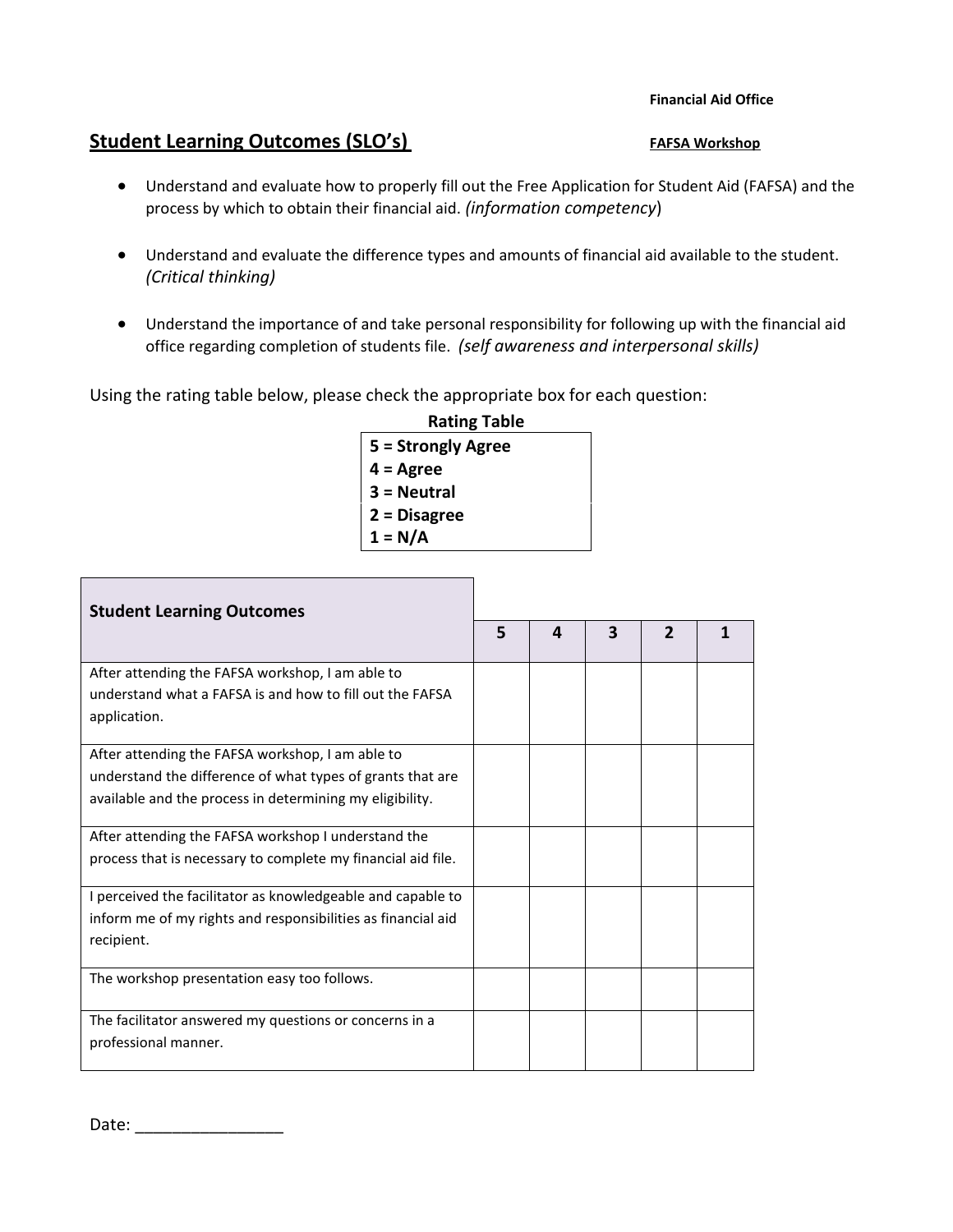**Financial Aid Office**

## Student Learning Outcomes (SLO's)

**FAFSA Workshop**

- Understand and evaluate how to properly fill out the Free Application for Student Aid (FAFSA) and the process by which to obtain their financial aid. *(information competency*)
- Understand and evaluate the difference types and amounts of financial aid available to the student. *(Critical thinking)*
- Understand the importance of and take personal responsibility for following up with the financial aid office regarding completion of students file. *(self awareness and interpersonal skills)*

Using the rating table below, please check the appropriate box for each question:

**Rating Table**

| |
|---|
| **5 = Strongly Agree** |
| **4 = Agree** |
| **3 = Neutral** |
| **2 = Disagree** |
| **1 = N/A** |

| **Student Learning Outcomes** | **5** | **4** | **3** | **2** | **1** |
|---|---|---|---|---|---|
| After attending the FAFSA workshop, I am able to understand what a FAFSA is and how to fill out the FAFSA application. | | | | | |
| After attending the FAFSA workshop, I am able to understand the difference of what types of grants that are available and the process in determining my eligibility. | | | | | |
| After attending the FAFSA workshop I understand the process that is necessary to complete my financial aid file. | | | | | |
| I perceived the facilitator as knowledgeable and capable to inform me of my rights and responsibilities as financial aid recipient. | | | | | |
| The workshop presentation easy too follows. | | | | | |
| The facilitator answered my questions or concerns in a professional manner. | | | | | |

Date: ________________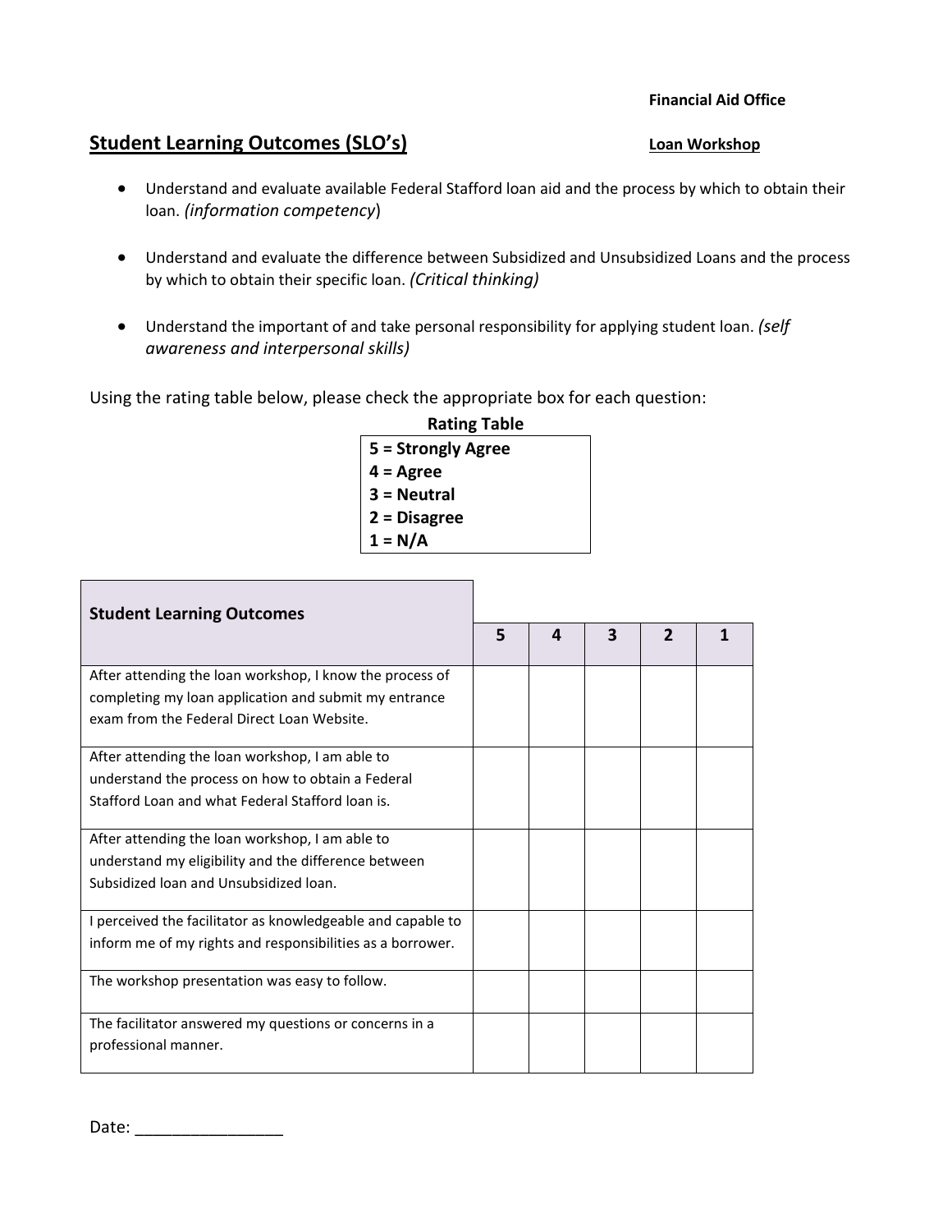**Financial Aid Office**

## Student Learning Outcomes (SLO's)

**Loan Workshop**

- Understand and evaluate available Federal Stafford loan aid and the process by which to obtain their loan. *(information competency*)
- Understand and evaluate the difference between Subsidized and Unsubsidized Loans and the process by which to obtain their specific loan. *(Critical thinking)*
- Understand the important of and take personal responsibility for applying student loan. *(self awareness and interpersonal skills)*

Using the rating table below, please check the appropriate box for each question:

**Rating Table**

| |
|---|
| **5 = Strongly Agree** |
| **4 = Agree** |
| **3 = Neutral** |
| **2 = Disagree** |
| **1 = N/A** |

| **Student Learning Outcomes** | **5** | **4** | **3** | **2** | **1** |
|---|---|---|---|---|---|
| After attending the loan workshop, I know the process of completing my loan application and submit my entrance exam from the Federal Direct Loan Website. | | | | | |
| After attending the loan workshop, I am able to understand the process on how to obtain a Federal Stafford Loan and what Federal Stafford loan is. | | | | | |
| After attending the loan workshop, I am able to understand my eligibility and the difference between Subsidized loan and Unsubsidized loan. | | | | | |
| I perceived the facilitator as knowledgeable and capable to inform me of my rights and responsibilities as a borrower. | | | | | |
| The workshop presentation was easy to follow. | | | | | |
| The facilitator answered my questions or concerns in a professional manner. | | | | | |

Date: ________________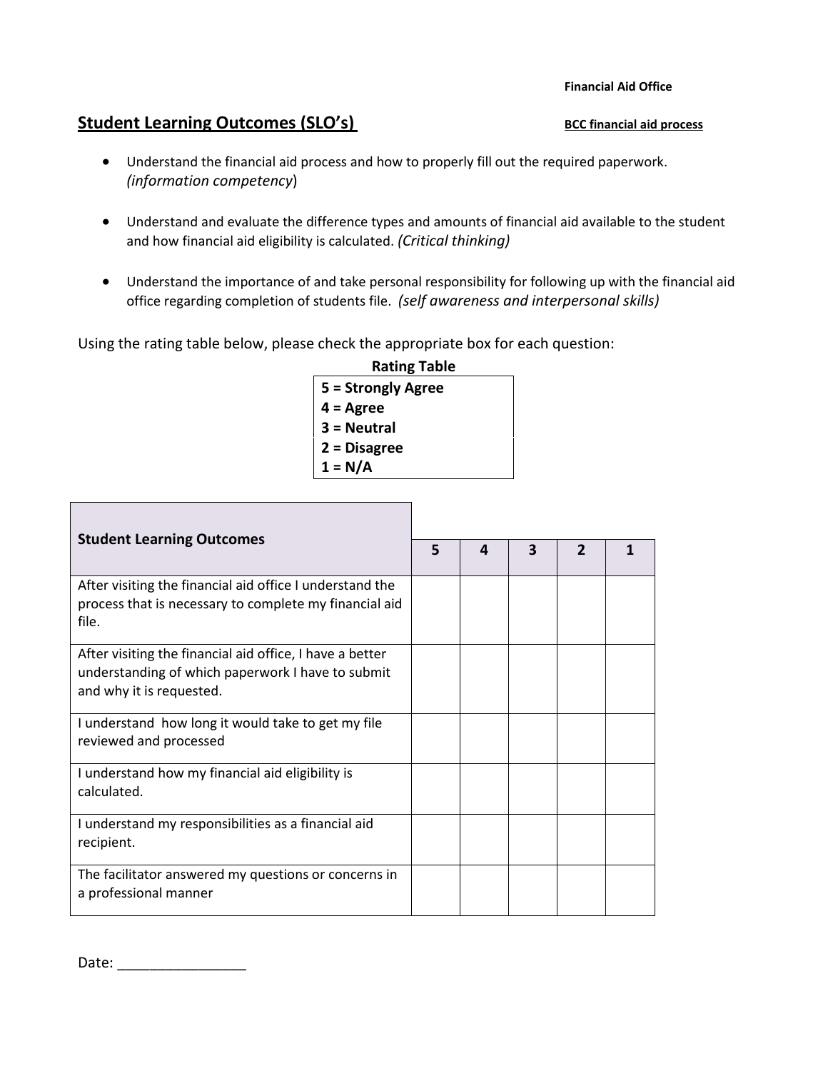Financial Aid Office

## <u>Student Learning Outcomes (SLO's)</u>

<u>**BCC financial aid process**</u>

- Understand the financial aid process and how to properly fill out the required paperwork. *(information competency*)
- Understand and evaluate the difference types and amounts of financial aid available to the student and how financial aid eligibility is calculated. *(Critical thinking)*
- Understand the importance of and take personal responsibility for following up with the financial aid office regarding completion of students file. *(self awareness and interpersonal skills)*

Using the rating table below, please check the appropriate box for each question:

**Rating Table**

| |
|---|
| **5 = Strongly Agree** |
| **4 = Agree** |
| **3 = Neutral** |
| **2 = Disagree** |
| **1 = N/A** |

| **Student Learning Outcomes** | **5** | **4** | **3** | **2** | **1** |
|---|---|---|---|---|---|
| After visiting the financial aid office I understand the process that is necessary to complete my financial aid file. | | | | | |
| After visiting the financial aid office, I have a better understanding of which paperwork I have to submit and why it is requested. | | | | | |
| I understand how long it would take to get my file reviewed and processed | | | | | |
| I understand how my financial aid eligibility is calculated. | | | | | |
| I understand my responsibilities as a financial aid recipient. | | | | | |
| The facilitator answered my questions or concerns in a professional manner | | | | | |

Date: ________________